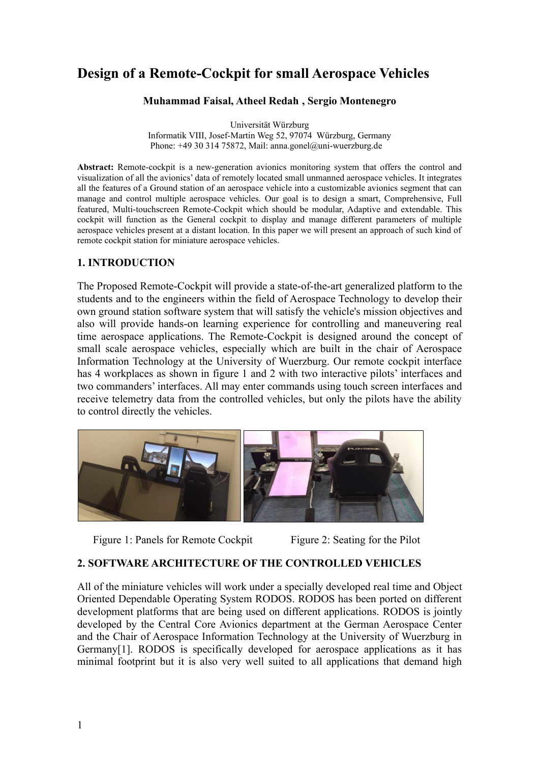# Design of a Remote-Cockpit for small Aerospace Vehicles

**Muhammad Faisal, Atheel Redah , Sergio Montenegro**

Universität Würzburg
Informatik VIII, Josef-Martin Weg 52, 97074 Würzburg, Germany
Phone: +49 30 314 75872, Mail: anna.gonel@uni-wuerzburg.de

**Abstract:** Remote-cockpit is a new-generation avionics monitoring system that offers the control and visualization of all the avionics' data of remotely located small unmanned aerospace vehicles. It integrates all the features of a Ground station of an aerospace vehicle into a customizable avionics segment that can manage and control multiple aerospace vehicles. Our goal is to design a smart, Comprehensive, Full featured, Multi-touchscreen Remote-Cockpit which should be modular, Adaptive and extendable. This cockpit will function as the General cockpit to display and manage different parameters of multiple aerospace vehicles present at a distant location. In this paper we will present an approach of such kind of remote cockpit station for miniature aerospace vehicles.

## 1. INTRODUCTION

The Proposed Remote-Cockpit will provide a state-of-the-art generalized platform to the students and to the engineers within the field of Aerospace Technology to develop their own ground station software system that will satisfy the vehicle's mission objectives and also will provide hands-on learning experience for controlling and maneuvering real time aerospace applications. The Remote-Cockpit is designed around the concept of small scale aerospace vehicles, especially which are built in the chair of Aerospace Information Technology at the University of Wuerzburg. Our remote cockpit interface has 4 workplaces as shown in figure 1 and 2 with two interactive pilots' interfaces and two commanders' interfaces. All may enter commands using touch screen interfaces and receive telemetry data from the controlled vehicles, but only the pilots have the ability to control directly the vehicles.

Figure 1: Panels for Remote Cockpit

Figure 2: Seating for the Pilot

## 2. SOFTWARE ARCHITECTURE OF THE CONTROLLED VEHICLES

All of the miniature vehicles will work under a specially developed real time and Object Oriented Dependable Operating System RODOS. RODOS has been ported on different development platforms that are being used on different applications. RODOS is jointly developed by the Central Core Avionics department at the German Aerospace Center and the Chair of Aerospace Information Technology at the University of Wuerzburg in Germany[1]. RODOS is specifically developed for aerospace applications as it has minimal footprint but it is also very well suited to all applications that demand high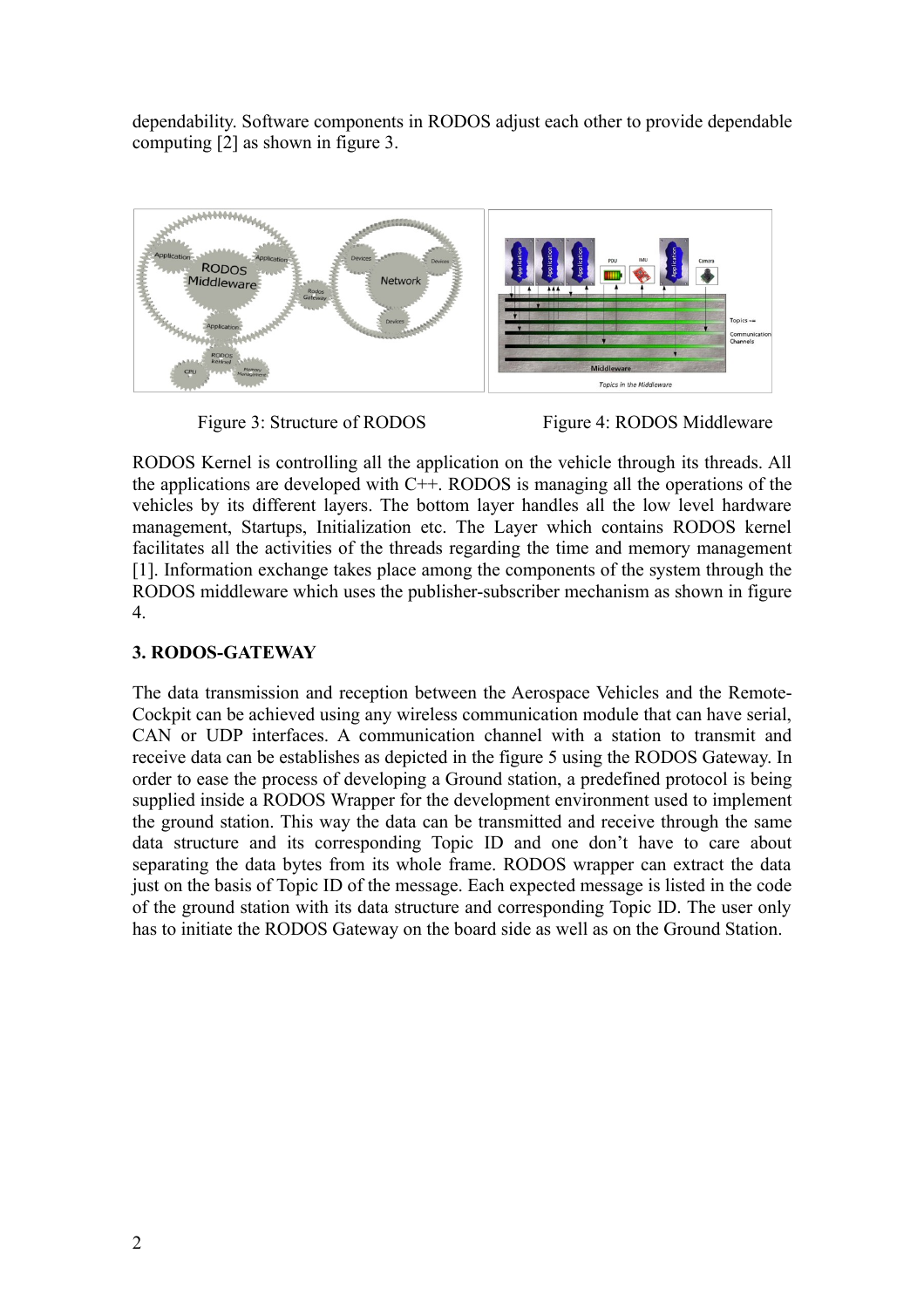dependability. Software components in RODOS adjust each other to provide dependable computing [2] as shown in figure 3.

Figure 3: Structure of RODOS

Figure 4: RODOS Middleware

RODOS Kernel is controlling all the application on the vehicle through its threads. All the applications are developed with C++. RODOS is managing all the operations of the vehicles by its different layers. The bottom layer handles all the low level hardware management, Startups, Initialization etc. The Layer which contains RODOS kernel facilitates all the activities of the threads regarding the time and memory management [1]. Information exchange takes place among the components of the system through the RODOS middleware which uses the publisher-subscriber mechanism as shown in figure 4.

## 3. RODOS-GATEWAY

The data transmission and reception between the Aerospace Vehicles and the Remote-Cockpit can be achieved using any wireless communication module that can have serial, CAN or UDP interfaces. A communication channel with a station to transmit and receive data can be establishes as depicted in the figure 5 using the RODOS Gateway. In order to ease the process of developing a Ground station, a predefined protocol is being supplied inside a RODOS Wrapper for the development environment used to implement the ground station. This way the data can be transmitted and receive through the same data structure and its corresponding Topic ID and one don't have to care about separating the data bytes from its whole frame. RODOS wrapper can extract the data just on the basis of Topic ID of the message. Each expected message is listed in the code of the ground station with its data structure and corresponding Topic ID. The user only has to initiate the RODOS Gateway on the board side as well as on the Ground Station.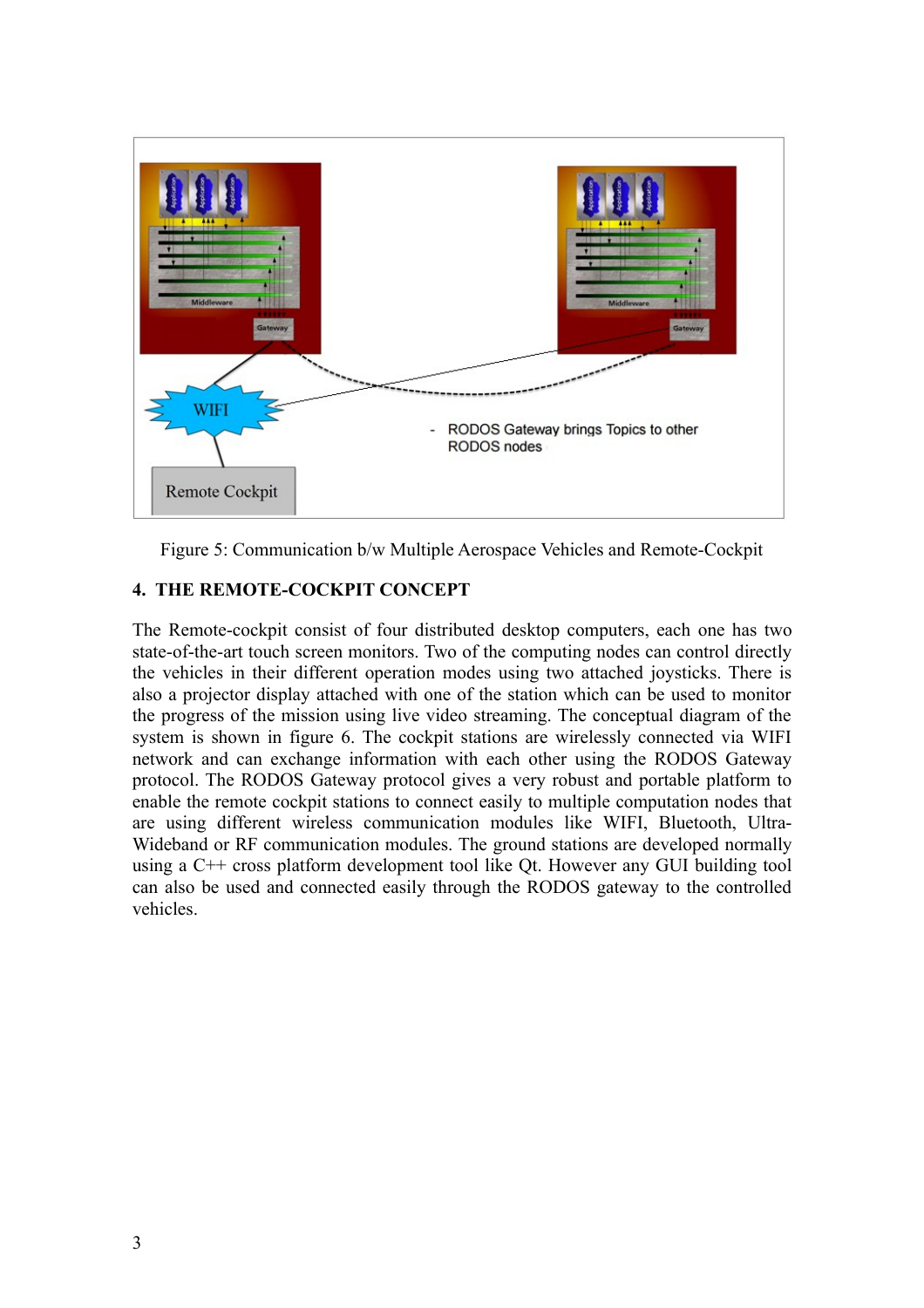Figure 5: Communication b/w Multiple Aerospace Vehicles and Remote-Cockpit

## 4. THE REMOTE-COCKPIT CONCEPT

The Remote-cockpit consist of four distributed desktop computers, each one has two state-of-the-art touch screen monitors. Two of the computing nodes can control directly the vehicles in their different operation modes using two attached joysticks. There is also a projector display attached with one of the station which can be used to monitor the progress of the mission using live video streaming. The conceptual diagram of the system is shown in figure 6. The cockpit stations are wirelessly connected via WIFI network and can exchange information with each other using the RODOS Gateway protocol. The RODOS Gateway protocol gives a very robust and portable platform to enable the remote cockpit stations to connect easily to multiple computation nodes that are using different wireless communication modules like WIFI, Bluetooth, Ultra-Wideband or RF communication modules. The ground stations are developed normally using a C++ cross platform development tool like Qt. However any GUI building tool can also be used and connected easily through the RODOS gateway to the controlled vehicles.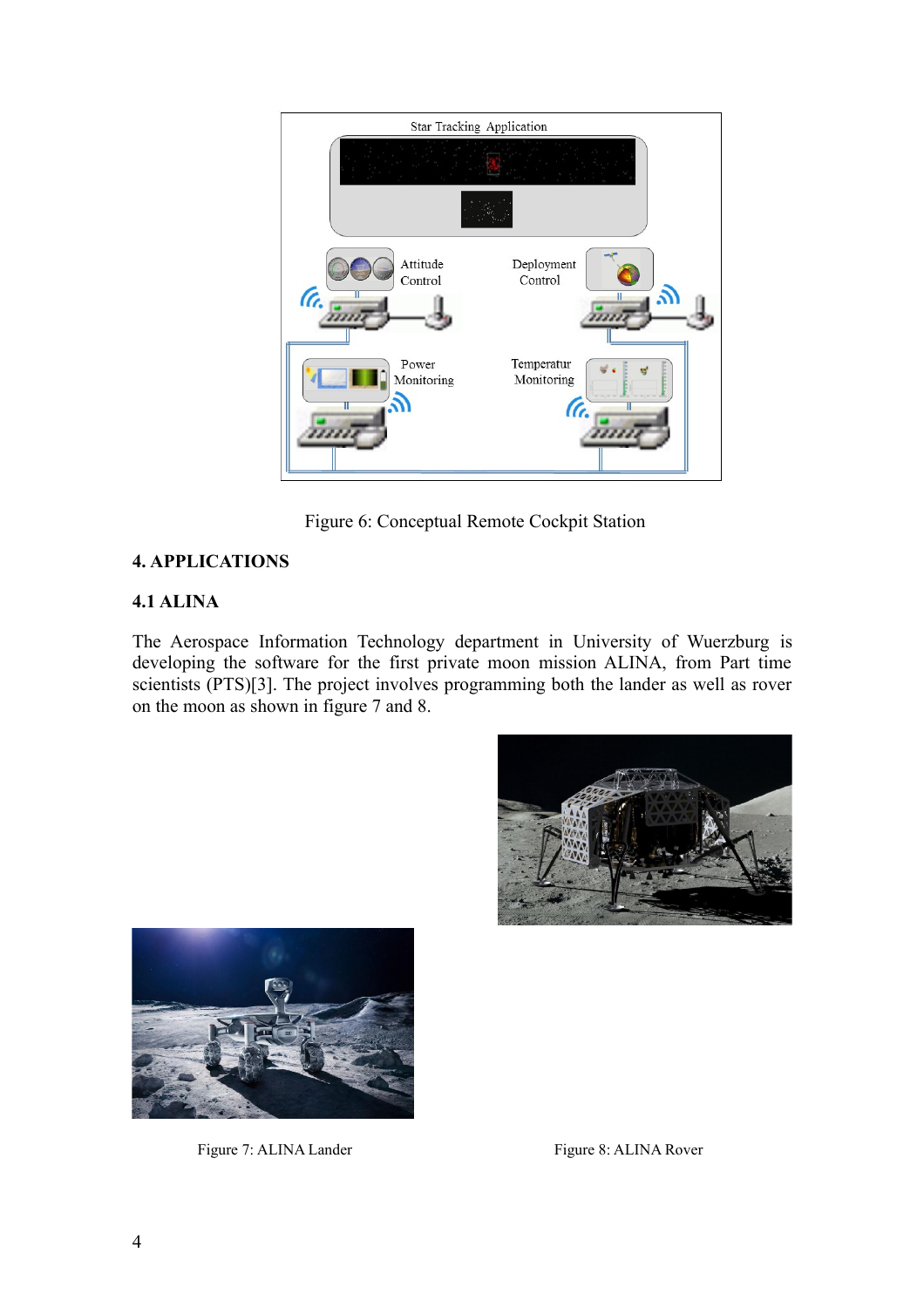Figure 6: Conceptual Remote Cockpit Station

## 4. APPLICATIONS

### 4.1 ALINA

The Aerospace Information Technology department in University of Wuerzburg is developing the software for the first private moon mission ALINA, from Part time scientists (PTS)[3]. The project involves programming both the lander as well as rover on the moon as shown in figure 7 and 8.

Figure 7: ALINA Lander

Figure 8: ALINA Rover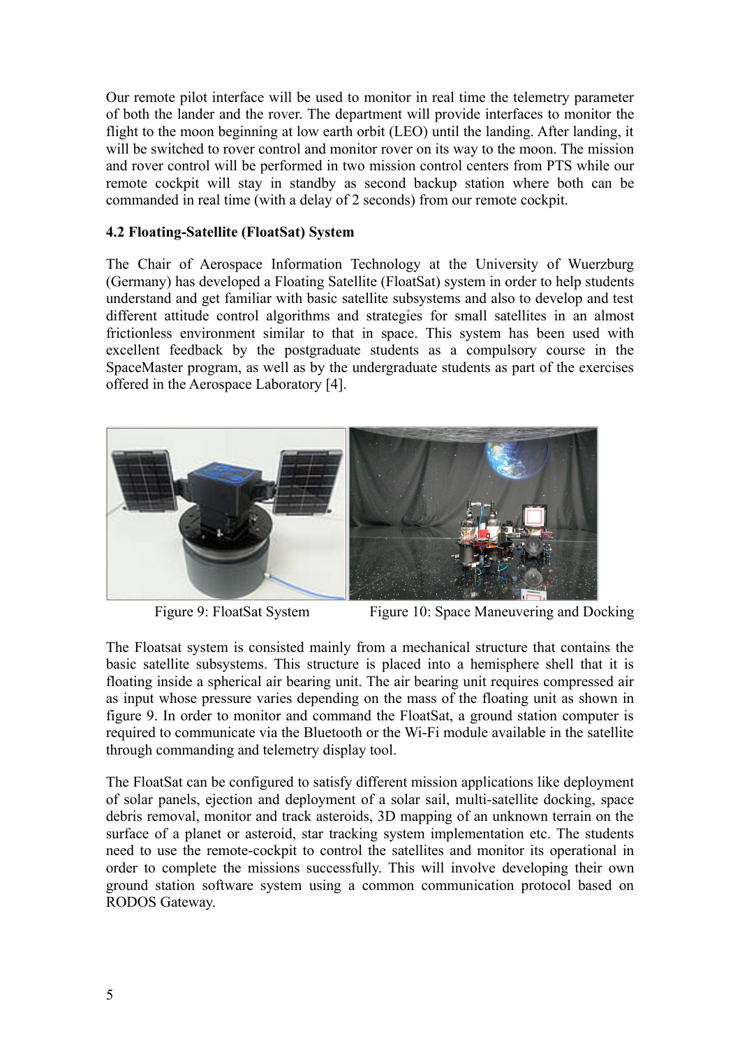Our remote pilot interface will be used to monitor in real time the telemetry parameter of both the lander and the rover. The department will provide interfaces to monitor the flight to the moon beginning at low earth orbit (LEO) until the landing. After landing, it will be switched to rover control and monitor rover on its way to the moon. The mission and rover control will be performed in two mission control centers from PTS while our remote cockpit will stay in standby as second backup station where both can be commanded in real time (with a delay of 2 seconds) from our remote cockpit.

### 4.2 Floating-Satellite (FloatSat) System

The Chair of Aerospace Information Technology at the University of Wuerzburg (Germany) has developed a Floating Satellite (FloatSat) system in order to help students understand and get familiar with basic satellite subsystems and also to develop and test different attitude control algorithms and strategies for small satellites in an almost frictionless environment similar to that in space. This system has been used with excellent feedback by the postgraduate students as a compulsory course in the SpaceMaster program, as well as by the undergraduate students as part of the exercises offered in the Aerospace Laboratory [4].

Figure 9: FloatSat System

Figure 10: Space Maneuvering and Docking

The Floatsat system is consisted mainly from a mechanical structure that contains the basic satellite subsystems. This structure is placed into a hemisphere shell that it is floating inside a spherical air bearing unit. The air bearing unit requires compressed air as input whose pressure varies depending on the mass of the floating unit as shown in figure 9. In order to monitor and command the FloatSat, a ground station computer is required to communicate via the Bluetooth or the Wi-Fi module available in the satellite through commanding and telemetry display tool.

The FloatSat can be configured to satisfy different mission applications like deployment of solar panels, ejection and deployment of a solar sail, multi-satellite docking, space debris removal, monitor and track asteroids, 3D mapping of an unknown terrain on the surface of a planet or asteroid, star tracking system implementation etc. The students need to use the remote-cockpit to control the satellites and monitor its operational in order to complete the missions successfully. This will involve developing their own ground station software system using a common communication protocol based on RODOS Gateway.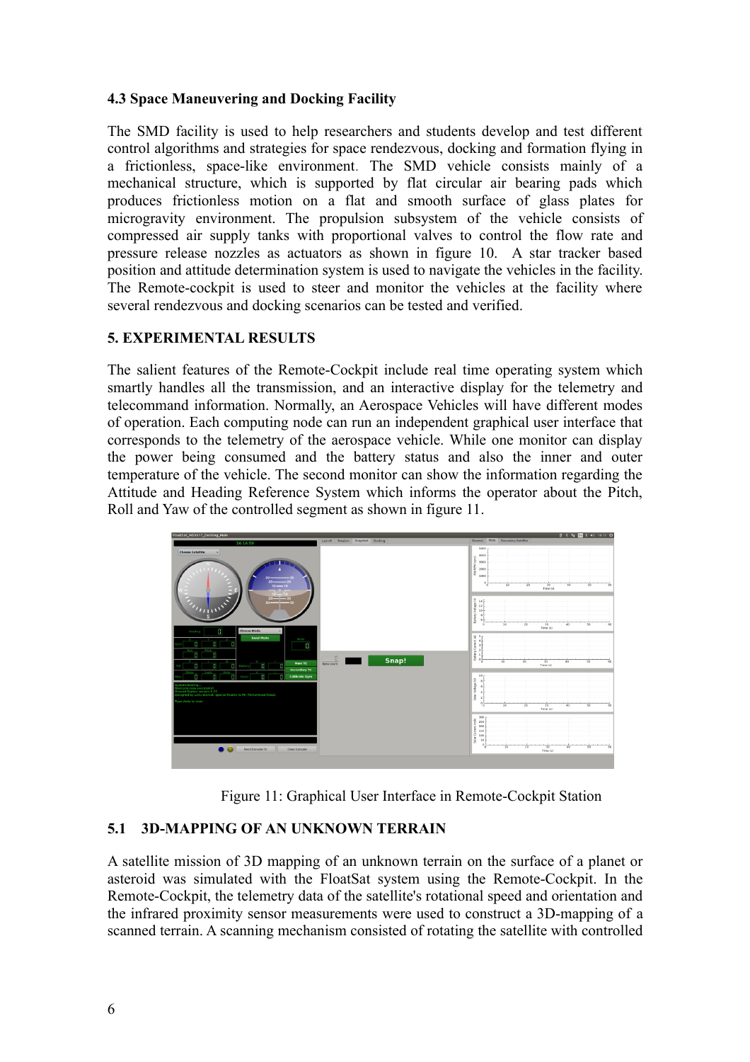### 4.3 Space Maneuvering and Docking Facility

The SMD facility is used to help researchers and students develop and test different control algorithms and strategies for space rendezvous, docking and formation flying in a frictionless, space-like environment. The SMD vehicle consists mainly of a mechanical structure, which is supported by flat circular air bearing pads which produces frictionless motion on a flat and smooth surface of glass plates for microgravity environment. The propulsion subsystem of the vehicle consists of compressed air supply tanks with proportional valves to control the flow rate and pressure release nozzles as actuators as shown in figure 10. A star tracker based position and attitude determination system is used to navigate the vehicles in the facility. The Remote-cockpit is used to steer and monitor the vehicles at the facility where several rendezvous and docking scenarios can be tested and verified.

## 5. EXPERIMENTAL RESULTS

The salient features of the Remote-Cockpit include real time operating system which smartly handles all the transmission, and an interactive display for the telemetry and telecommand information. Normally, an Aerospace Vehicles will have different modes of operation. Each computing node can run an independent graphical user interface that corresponds to the telemetry of the aerospace vehicle. While one monitor can display the power being consumed and the battery status and also the inner and outer temperature of the vehicle. The second monitor can show the information regarding the Attitude and Heading Reference System which informs the operator about the Pitch, Roll and Yaw of the controlled segment as shown in figure 11.

Figure 11: Graphical User Interface in Remote-Cockpit Station

### 5.1 3D-MAPPING OF AN UNKNOWN TERRAIN

A satellite mission of 3D mapping of an unknown terrain on the surface of a planet or asteroid was simulated with the FloatSat system using the Remote-Cockpit. In the Remote-Cockpit, the telemetry data of the satellite's rotational speed and orientation and the infrared proximity sensor measurements were used to construct a 3D-mapping of a scanned terrain. A scanning mechanism consisted of rotating the satellite with controlled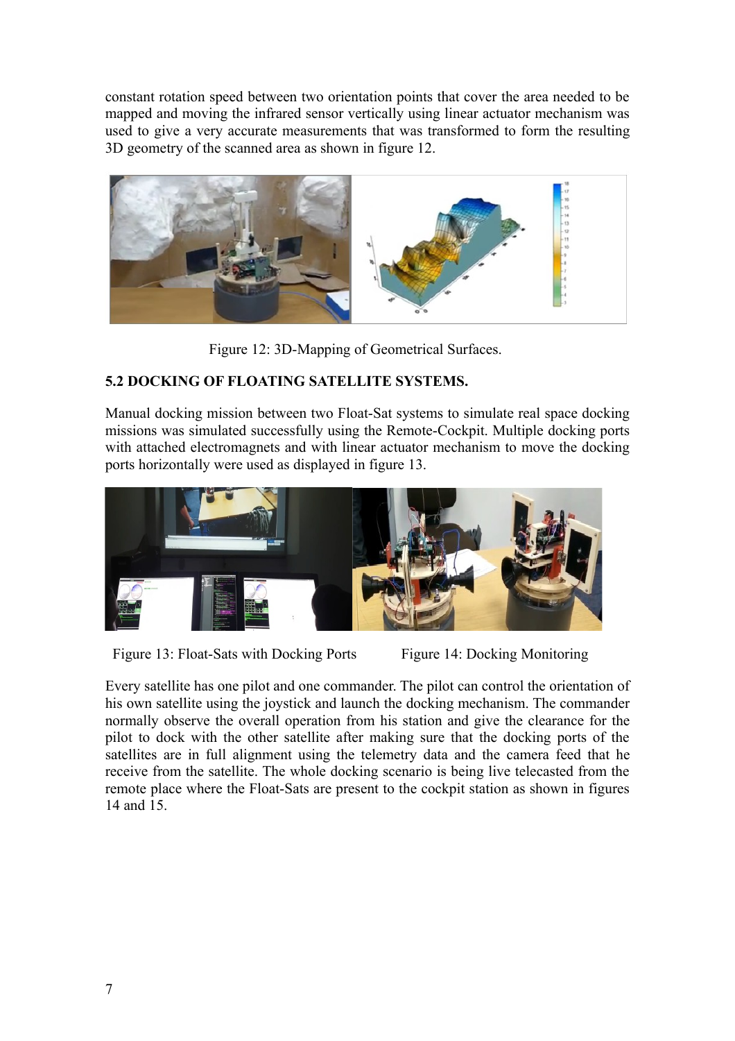constant rotation speed between two orientation points that cover the area needed to be mapped and moving the infrared sensor vertically using linear actuator mechanism was used to give a very accurate measurements that was transformed to form the resulting 3D geometry of the scanned area as shown in figure 12.

Figure 12: 3D-Mapping of Geometrical Surfaces.

**5.2 DOCKING OF FLOATING SATELLITE SYSTEMS.**

Manual docking mission between two Float-Sat systems to simulate real space docking missions was simulated successfully using the Remote-Cockpit. Multiple docking ports with attached electromagnets and with linear actuator mechanism to move the docking ports horizontally were used as displayed in figure 13.

Figure 13: Float-Sats with Docking Ports

Figure 14: Docking Monitoring

Every satellite has one pilot and one commander. The pilot can control the orientation of his own satellite using the joystick and launch the docking mechanism. The commander normally observe the overall operation from his station and give the clearance for the pilot to dock with the other satellite after making sure that the docking ports of the satellites are in full alignment using the telemetry data and the camera feed that he receive from the satellite. The whole docking scenario is being live telecasted from the remote place where the Float-Sats are present to the cockpit station as shown in figures 14 and 15.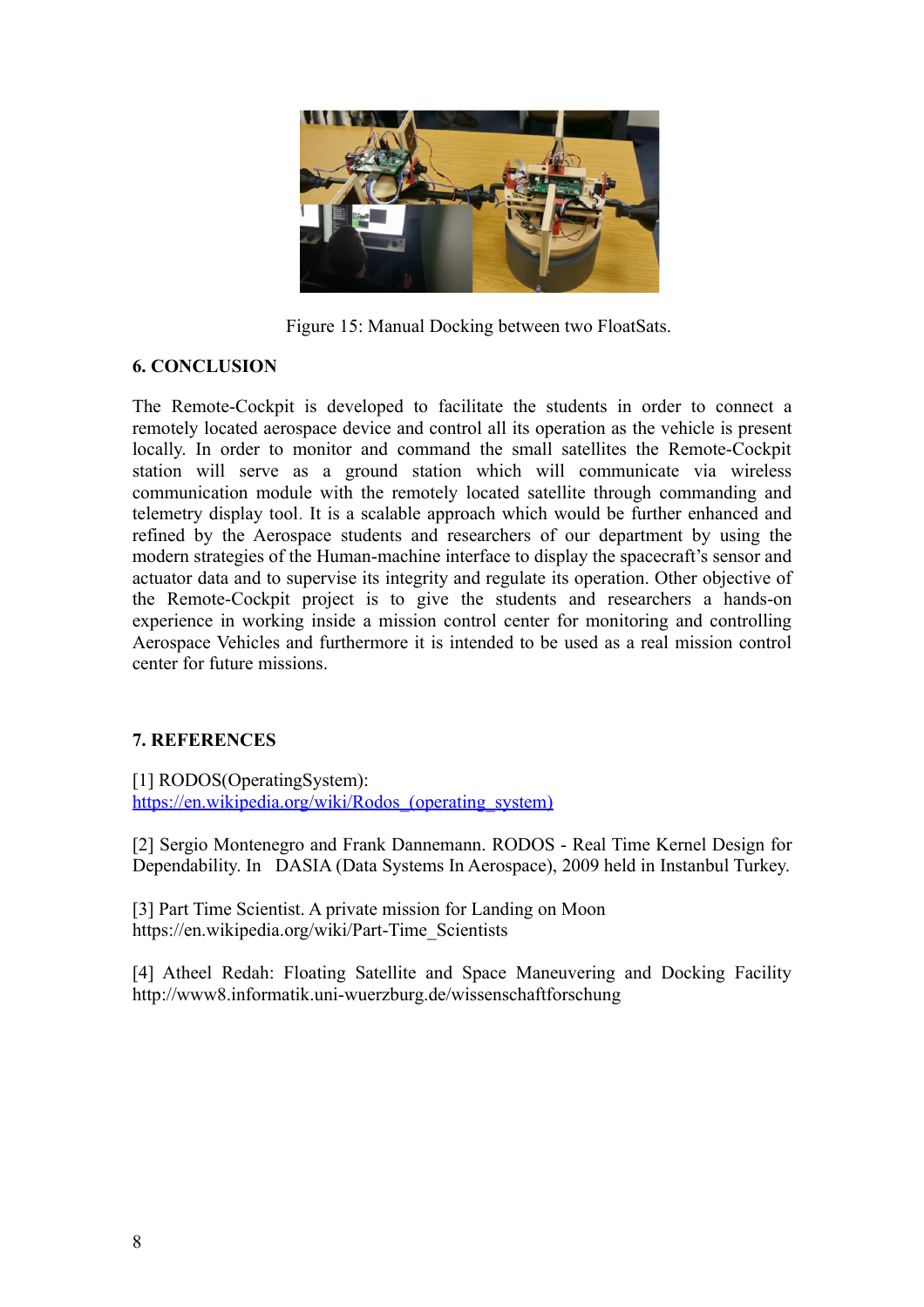Figure 15: Manual Docking between two FloatSats.

## 6. CONCLUSION

The Remote-Cockpit is developed to facilitate the students in order to connect a remotely located aerospace device and control all its operation as the vehicle is present locally. In order to monitor and command the small satellites the Remote-Cockpit station will serve as a ground station which will communicate via wireless communication module with the remotely located satellite through commanding and telemetry display tool. It is a scalable approach which would be further enhanced and refined by the Aerospace students and researchers of our department by using the modern strategies of the Human-machine interface to display the spacecraft's sensor and actuator data and to supervise its integrity and regulate its operation. Other objective of the Remote-Cockpit project is to give the students and researchers a hands-on experience in working inside a mission control center for monitoring and controlling Aerospace Vehicles and furthermore it is intended to be used as a real mission control center for future missions.

## 7. REFERENCES

[1] RODOS(OperatingSystem): https://en.wikipedia.org/wiki/Rodos_(operating_system)

[2] Sergio Montenegro and Frank Dannemann. RODOS - Real Time Kernel Design for Dependability. In DASIA (Data Systems In Aerospace), 2009 held in Instanbul Turkey.

[3] Part Time Scientist. A private mission for Landing on Moon https://en.wikipedia.org/wiki/Part-Time_Scientists

[4] Atheel Redah: Floating Satellite and Space Maneuvering and Docking Facility http://www8.informatik.uni-wuerzburg.de/wissenschaftforschung